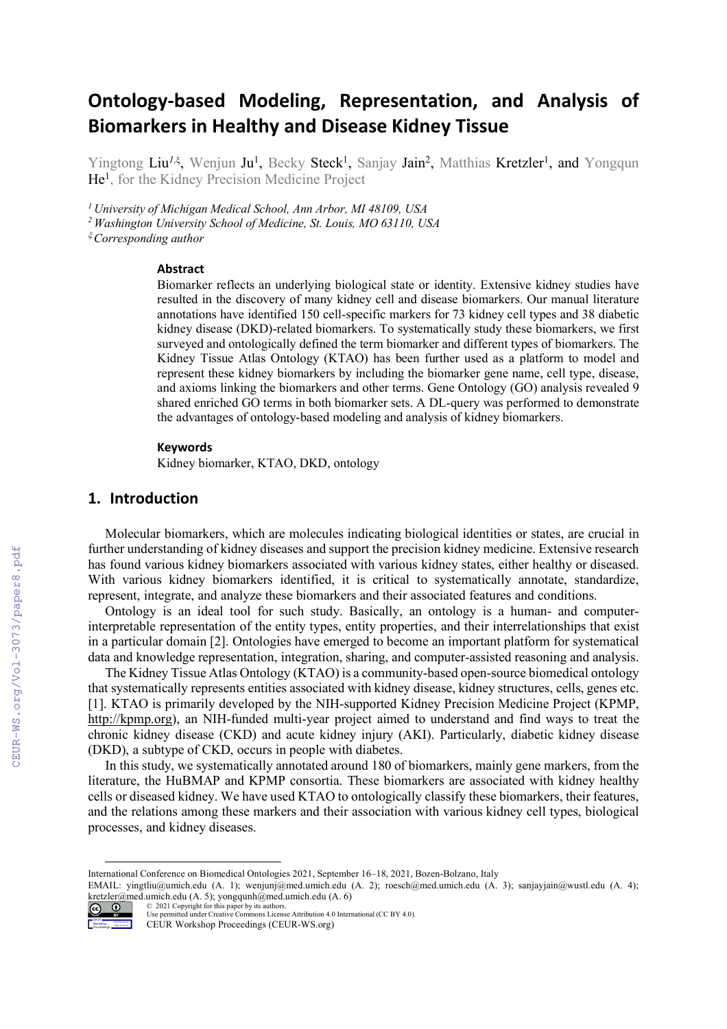# Ontology-based Modeling, Representation, and Analysis of Biomarkers in Healthy and Disease Kidney Tissue

Yingtong Liu[1,ξ], Wenjun Ju[1], Becky Steck[1], Sanjay Jain[2], Matthias Kretzler[1], and Yongqun He[1], for the Kidney Precision Medicine Project

*[1] University of Michigan Medical School, Ann Arbor, MI 48109, USA*
*[2] Washington University School of Medicine, St. Louis, MO 63110, USA*
*[ξ] Corresponding author*

### Abstract

Biomarker reflects an underlying biological state or identity. Extensive kidney studies have resulted in the discovery of many kidney cell and disease biomarkers. Our manual literature annotations have identified 150 cell-specific markers for 73 kidney cell types and 38 diabetic kidney disease (DKD)-related biomarkers. To systematically study these biomarkers, we first surveyed and ontologically defined the term biomarker and different types of biomarkers. The Kidney Tissue Atlas Ontology (KTAO) has been further used as a platform to model and represent these kidney biomarkers by including the biomarker gene name, cell type, disease, and axioms linking the biomarkers and other terms. Gene Ontology (GO) analysis revealed 9 shared enriched GO terms in both biomarker sets. A DL-query was performed to demonstrate the advantages of ontology-based modeling and analysis of kidney biomarkers.

### Keywords

Kidney biomarker, KTAO, DKD, ontology

## 1. Introduction

Molecular biomarkers, which are molecules indicating biological identities or states, are crucial in further understanding of kidney diseases and support the precision kidney medicine. Extensive research has found various kidney biomarkers associated with various kidney states, either healthy or diseased. With various kidney biomarkers identified, it is critical to systematically annotate, standardize, represent, integrate, and analyze these biomarkers and their associated features and conditions.

Ontology is an ideal tool for such study. Basically, an ontology is a human- and computer-interpretable representation of the entity types, entity properties, and their interrelationships that exist in a particular domain [2]. Ontologies have emerged to become an important platform for systematical data and knowledge representation, integration, sharing, and computer-assisted reasoning and analysis.

The Kidney Tissue Atlas Ontology (KTAO) is a community-based open-source biomedical ontology that systematically represents entities associated with kidney disease, kidney structures, cells, genes etc. [1]. KTAO is primarily developed by the NIH-supported Kidney Precision Medicine Project (KPMP, http://kpmp.org), an NIH-funded multi-year project aimed to understand and find ways to treat the chronic kidney disease (CKD) and acute kidney injury (AKI). Particularly, diabetic kidney disease (DKD), a subtype of CKD, occurs in people with diabetes.

In this study, we systematically annotated around 180 of biomarkers, mainly gene markers, from the literature, the HuBMAP and KPMP consortia. These biomarkers are associated with kidney healthy cells or diseased kidney. We have used KTAO to ontologically classify these biomarkers, their features, and the relations among these markers and their association with various kidney cell types, biological processes, and kidney diseases.

International Conference on Biomedical Ontologies 2021, September 16–18, 2021, Bozen-Bolzano, Italy
EMAIL: yingtliu@umich.edu (A. 1); wenjunj@med.umich.edu (A. 2); roesch@med.umich.edu (A. 3); sanjayjain@wustl.edu (A. 4); kretzler@med.umich.edu (A. 5); yongqunh@med.umich.edu (A. 6)
© 2021 Copyright for this paper by its authors.
Use permitted under Creative Commons License Attribution 4.0 International (CC BY 4.0).
CEUR Workshop Proceedings (CEUR-WS.org)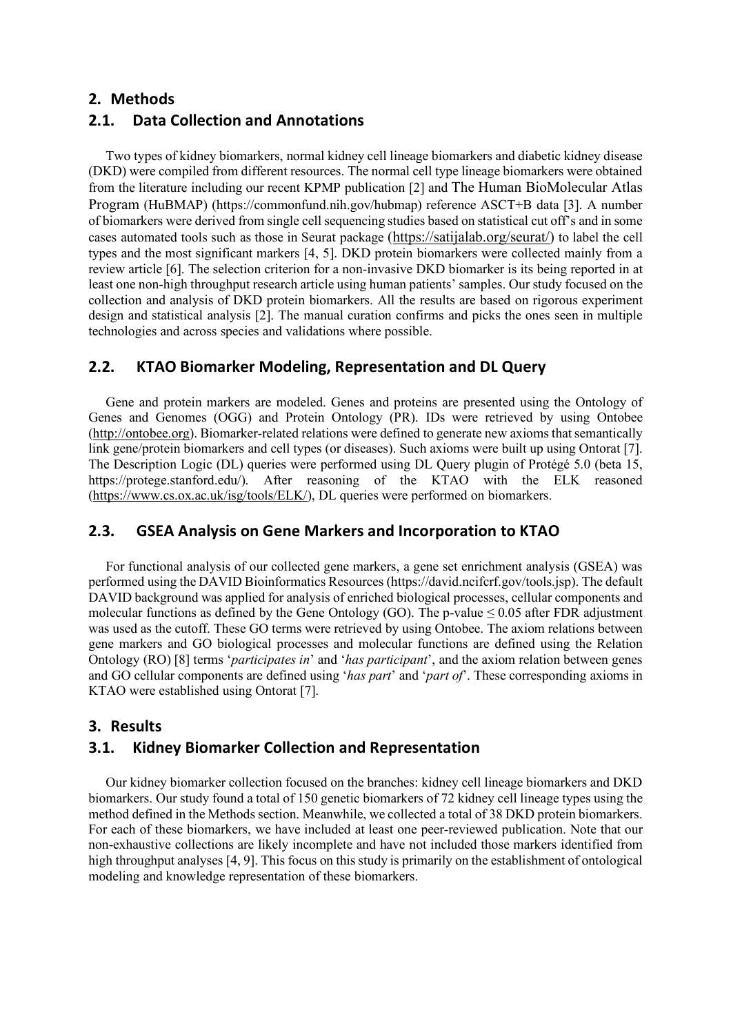## 2. Methods

### 2.1. Data Collection and Annotations

Two types of kidney biomarkers, normal kidney cell lineage biomarkers and diabetic kidney disease (DKD) were compiled from different resources. The normal cell type lineage biomarkers were obtained from the literature including our recent KPMP publication [2] and The Human BioMolecular Atlas Program (HuBMAP) (https://commonfund.nih.gov/hubmap) reference ASCT+B data [3]. A number of biomarkers were derived from single cell sequencing studies based on statistical cut off's and in some cases automated tools such as those in Seurat package (https://satijalab.org/seurat/) to label the cell types and the most significant markers [4, 5]. DKD protein biomarkers were collected mainly from a review article [6]. The selection criterion for a non-invasive DKD biomarker is its being reported in at least one non-high throughput research article using human patients' samples. Our study focused on the collection and analysis of DKD protein biomarkers. All the results are based on rigorous experiment design and statistical analysis [2]. The manual curation confirms and picks the ones seen in multiple technologies and across species and validations where possible.

### 2.2. KTAO Biomarker Modeling, Representation and DL Query

Gene and protein markers are modeled. Genes and proteins are presented using the Ontology of Genes and Genomes (OGG) and Protein Ontology (PR). IDs were retrieved by using Ontobee (http://ontobee.org). Biomarker-related relations were defined to generate new axioms that semantically link gene/protein biomarkers and cell types (or diseases). Such axioms were built up using Ontorat [7]. The Description Logic (DL) queries were performed using DL Query plugin of Protégé 5.0 (beta 15, https://protege.stanford.edu/). After reasoning of the KTAO with the ELK reasoned (https://www.cs.ox.ac.uk/isg/tools/ELK/), DL queries were performed on biomarkers.

### 2.3. GSEA Analysis on Gene Markers and Incorporation to KTAO

For functional analysis of our collected gene markers, a gene set enrichment analysis (GSEA) was performed using the DAVID Bioinformatics Resources (https://david.ncifcrf.gov/tools.jsp). The default DAVID background was applied for analysis of enriched biological processes, cellular components and molecular functions as defined by the Gene Ontology (GO). The p-value $\leq 0.05$ after FDR adjustment was used as the cutoff. These GO terms were retrieved by using Ontobee. The axiom relations between gene markers and GO biological processes and molecular functions are defined using the Relation Ontology (RO) [8] terms '*participates in*' and '*has participant*', and the axiom relation between genes and GO cellular components are defined using '*has part*' and '*part of*'. These corresponding axioms in KTAO were established using Ontorat [7].

## 3. Results

### 3.1. Kidney Biomarker Collection and Representation

Our kidney biomarker collection focused on the branches: kidney cell lineage biomarkers and DKD biomarkers. Our study found a total of 150 genetic biomarkers of 72 kidney cell lineage types using the method defined in the Methods section. Meanwhile, we collected a total of 38 DKD protein biomarkers. For each of these biomarkers, we have included at least one peer-reviewed publication. Note that our non-exhaustive collections are likely incomplete and have not included those markers identified from high throughput analyses [4, 9]. This focus on this study is primarily on the establishment of ontological modeling and knowledge representation of these biomarkers.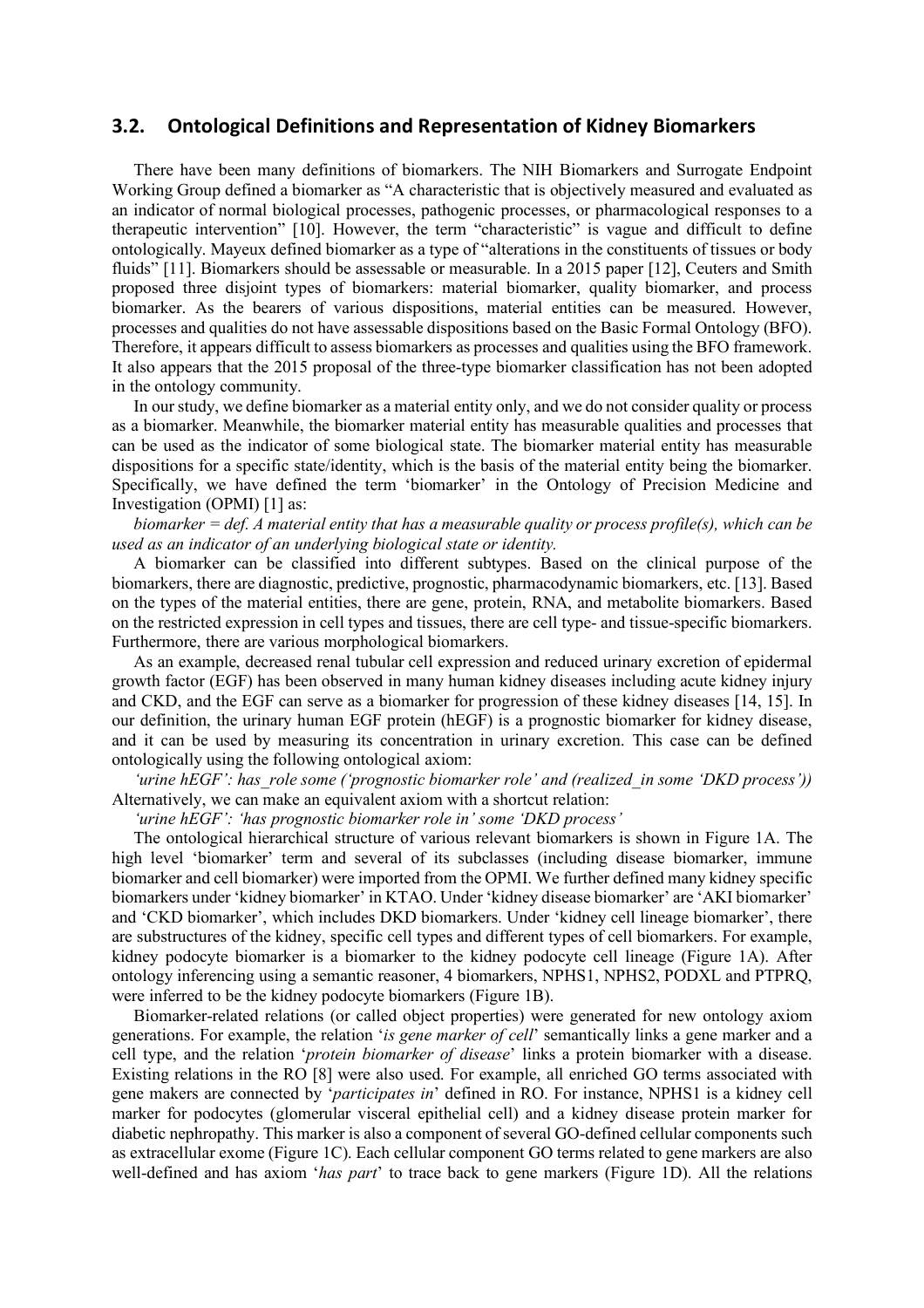## 3.2. Ontological Definitions and Representation of Kidney Biomarkers

There have been many definitions of biomarkers. The NIH Biomarkers and Surrogate Endpoint Working Group defined a biomarker as "A characteristic that is objectively measured and evaluated as an indicator of normal biological processes, pathogenic processes, or pharmacological responses to a therapeutic intervention" [10]. However, the term "characteristic" is vague and difficult to define ontologically. Mayeux defined biomarker as a type of "alterations in the constituents of tissues or body fluids" [11]. Biomarkers should be assessable or measurable. In a 2015 paper [12], Ceuters and Smith proposed three disjoint types of biomarkers: material biomarker, quality biomarker, and process biomarker. As the bearers of various dispositions, material entities can be measured. However, processes and qualities do not have assessable dispositions based on the Basic Formal Ontology (BFO). Therefore, it appears difficult to assess biomarkers as processes and qualities using the BFO framework. It also appears that the 2015 proposal of the three-type biomarker classification has not been adopted in the ontology community.

In our study, we define biomarker as a material entity only, and we do not consider quality or process as a biomarker. Meanwhile, the biomarker material entity has measurable qualities and processes that can be used as the indicator of some biological state. The biomarker material entity has measurable dispositions for a specific state/identity, which is the basis of the material entity being the biomarker. Specifically, we have defined the term 'biomarker' in the Ontology of Precision Medicine and Investigation (OPMI) [1] as:

*biomarker = def. A material entity that has a measurable quality or process profile(s), which can be used as an indicator of an underlying biological state or identity.*

A biomarker can be classified into different subtypes. Based on the clinical purpose of the biomarkers, there are diagnostic, predictive, prognostic, pharmacodynamic biomarkers, etc. [13]. Based on the types of the material entities, there are gene, protein, RNA, and metabolite biomarkers. Based on the restricted expression in cell types and tissues, there are cell type- and tissue-specific biomarkers. Furthermore, there are various morphological biomarkers.

As an example, decreased renal tubular cell expression and reduced urinary excretion of epidermal growth factor (EGF) has been observed in many human kidney diseases including acute kidney injury and CKD, and the EGF can serve as a biomarker for progression of these kidney diseases [14, 15]. In our definition, the urinary human EGF protein (hEGF) is a prognostic biomarker for kidney disease, and it can be used by measuring its concentration in urinary excretion. This case can be defined ontologically using the following ontological axiom:

*'urine hEGF': has_role some ('prognostic biomarker role' and (realized_in some 'DKD process'))*
Alternatively, we can make an equivalent axiom with a shortcut relation:

*'urine hEGF': 'has prognostic biomarker role in' some 'DKD process'*

The ontological hierarchical structure of various relevant biomarkers is shown in Figure 1A. The high level 'biomarker' term and several of its subclasses (including disease biomarker, immune biomarker and cell biomarker) were imported from the OPMI. We further defined many kidney specific biomarkers under 'kidney biomarker' in KTAO. Under 'kidney disease biomarker' are 'AKI biomarker' and 'CKD biomarker', which includes DKD biomarkers. Under 'kidney cell lineage biomarker', there are substructures of the kidney, specific cell types and different types of cell biomarkers. For example, kidney podocyte biomarker is a biomarker to the kidney podocyte cell lineage (Figure 1A). After ontology inferencing using a semantic reasoner, 4 biomarkers, NPHS1, NPHS2, PODXL and PTPRQ, were inferred to be the kidney podocyte biomarkers (Figure 1B).

Biomarker-related relations (or called object properties) were generated for new ontology axiom generations. For example, the relation '*is gene marker of cell*' semantically links a gene marker and a cell type, and the relation '*protein biomarker of disease*' links a protein biomarker with a disease. Existing relations in the RO [8] were also used. For example, all enriched GO terms associated with gene makers are connected by '*participates in*' defined in RO. For instance, NPHS1 is a kidney cell marker for podocytes (glomerular visceral epithelial cell) and a kidney disease protein marker for diabetic nephropathy. This marker is also a component of several GO-defined cellular components such as extracellular exome (Figure 1C). Each cellular component GO terms related to gene markers are also well-defined and has axiom '*has part*' to trace back to gene markers (Figure 1D). All the relations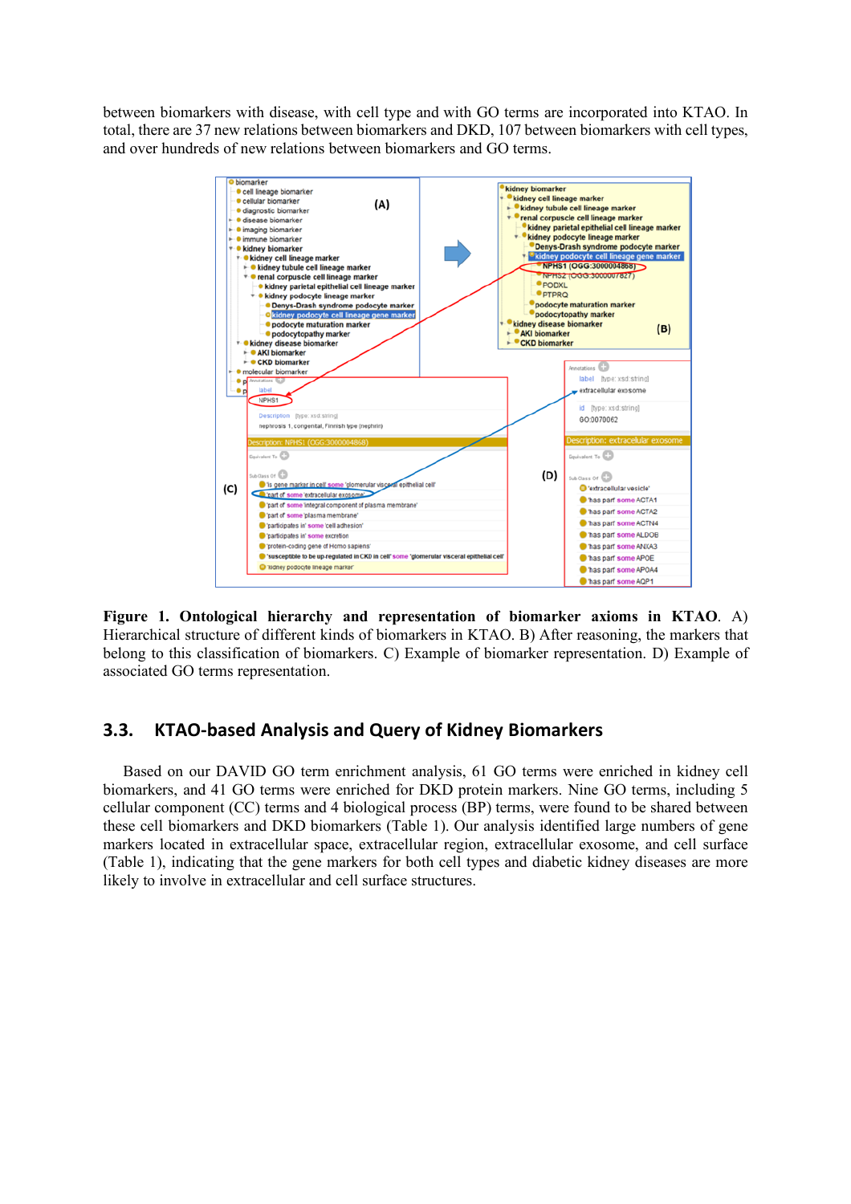between biomarkers with disease, with cell type and with GO terms are incorporated into KTAO. In total, there are 37 new relations between biomarkers and DKD, 107 between biomarkers with cell types, and over hundreds of new relations between biomarkers and GO terms.

**Figure 1. Ontological hierarchy and representation of biomarker axioms in KTAO**. A) Hierarchical structure of different kinds of biomarkers in KTAO. B) After reasoning, the markers that belong to this classification of biomarkers. C) Example of biomarker representation. D) Example of associated GO terms representation.

## 3.3. KTAO-based Analysis and Query of Kidney Biomarkers

Based on our DAVID GO term enrichment analysis, 61 GO terms were enriched in kidney cell biomarkers, and 41 GO terms were enriched for DKD protein markers. Nine GO terms, including 5 cellular component (CC) terms and 4 biological process (BP) terms, were found to be shared between these cell biomarkers and DKD biomarkers (Table 1). Our analysis identified large numbers of gene markers located in extracellular space, extracellular region, extracellular exosome, and cell surface (Table 1), indicating that the gene markers for both cell types and diabetic kidney diseases are more likely to involve in extracellular and cell surface structures.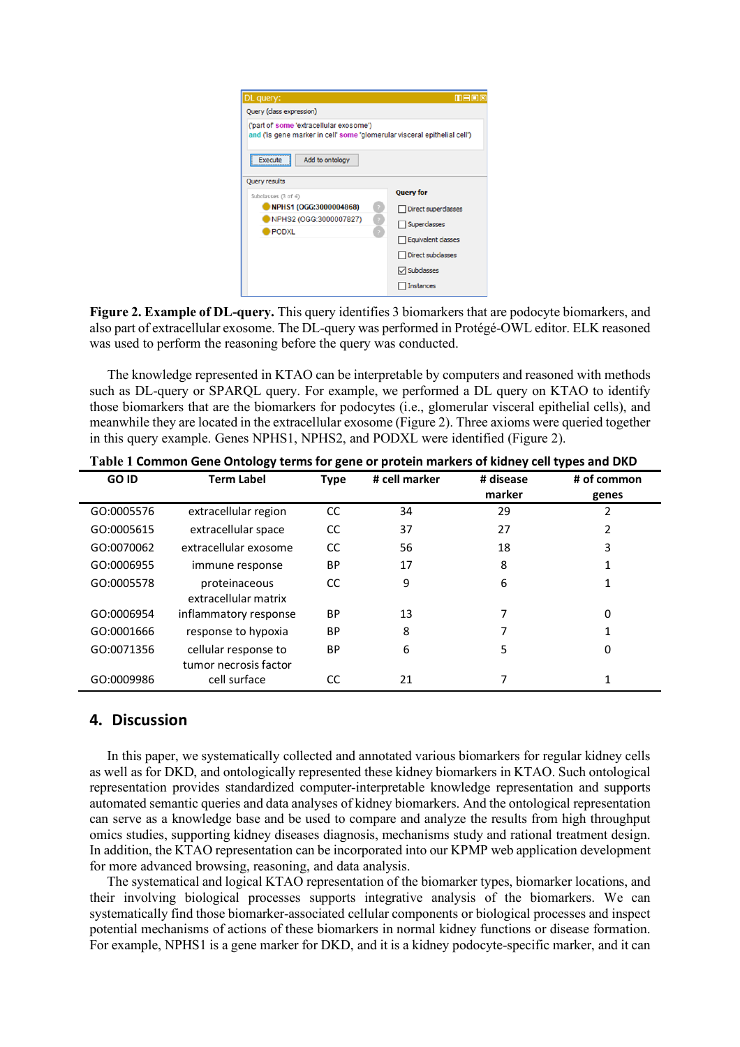**Figure 2. Example of DL-query.** This query identifies 3 biomarkers that are podocyte biomarkers, and also part of extracellular exosome. The DL-query was performed in Protégé-OWL editor. ELK reasoned was used to perform the reasoning before the query was conducted.

The knowledge represented in KTAO can be interpretable by computers and reasoned with methods such as DL-query or SPARQL query. For example, we performed a DL query on KTAO to identify those biomarkers that are the biomarkers for podocytes (i.e., glomerular visceral epithelial cells), and meanwhile they are located in the extracellular exosome (Figure 2). Three axioms were queried together in this query example. Genes NPHS1, NPHS2, and PODXL were identified (Figure 2).

**Table 1 Common Gene Ontology terms for gene or protein markers of kidney cell types and DKD**

| GO ID | Term Label | Type | # cell marker | # disease marker | # of common genes |
|---|---|---|---|---|---|
| GO:0005576 | extracellular region | CC | 34 | 29 | 2 |
| GO:0005615 | extracellular space | CC | 37 | 27 | 2 |
| GO:0070062 | extracellular exosome | CC | 56 | 18 | 3 |
| GO:0006955 | immune response | BP | 17 | 8 | 1 |
| GO:0005578 | proteinaceous extracellular matrix | CC | 9 | 6 | 1 |
| GO:0006954 | inflammatory response | BP | 13 | 7 | 0 |
| GO:0001666 | response to hypoxia | BP | 8 | 7 | 1 |
| GO:0071356 | cellular response to tumor necrosis factor | BP | 6 | 5 | 0 |
| GO:0009986 | cell surface | CC | 21 | 7 | 1 |

## 4. Discussion

In this paper, we systematically collected and annotated various biomarkers for regular kidney cells as well as for DKD, and ontologically represented these kidney biomarkers in KTAO. Such ontological representation provides standardized computer-interpretable knowledge representation and supports automated semantic queries and data analyses of kidney biomarkers. And the ontological representation can serve as a knowledge base and be used to compare and analyze the results from high throughput omics studies, supporting kidney diseases diagnosis, mechanisms study and rational treatment design. In addition, the KTAO representation can be incorporated into our KPMP web application development for more advanced browsing, reasoning, and data analysis.

The systematical and logical KTAO representation of the biomarker types, biomarker locations, and their involving biological processes supports integrative analysis of the biomarkers. We can systematically find those biomarker-associated cellular components or biological processes and inspect potential mechanisms of actions of these biomarkers in normal kidney functions or disease formation. For example, NPHS1 is a gene marker for DKD, and it is a kidney podocyte-specific marker, and it can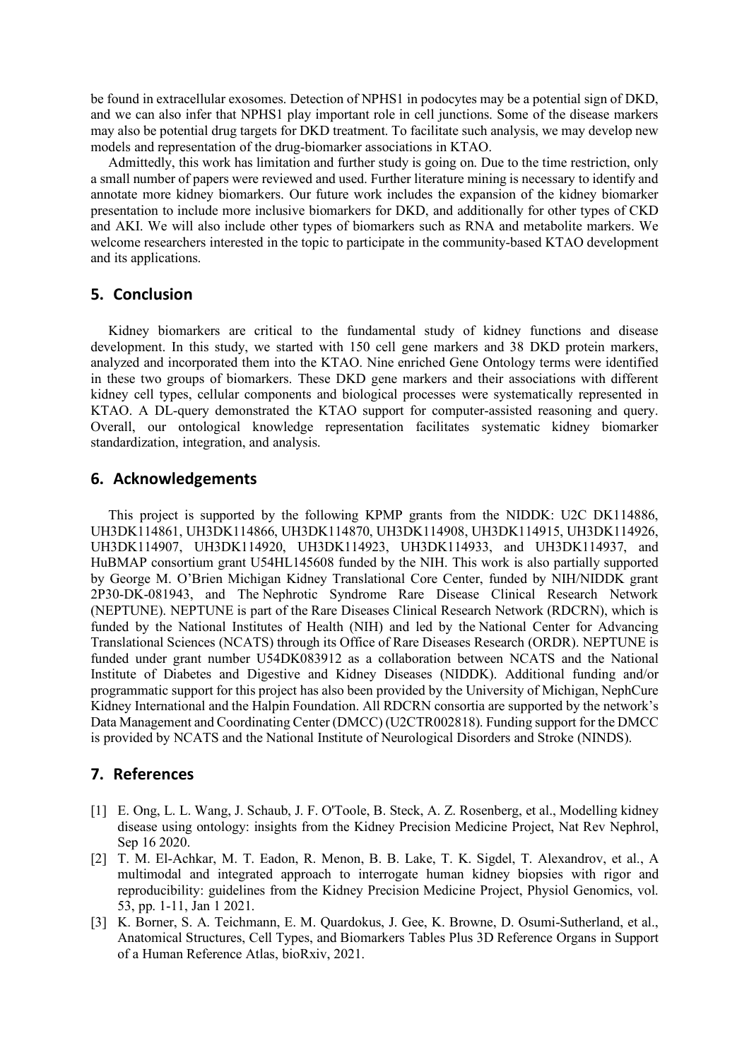be found in extracellular exosomes. Detection of NPHS1 in podocytes may be a potential sign of DKD, and we can also infer that NPHS1 play important role in cell junctions. Some of the disease markers may also be potential drug targets for DKD treatment. To facilitate such analysis, we may develop new models and representation of the drug-biomarker associations in KTAO.

Admittedly, this work has limitation and further study is going on. Due to the time restriction, only a small number of papers were reviewed and used. Further literature mining is necessary to identify and annotate more kidney biomarkers. Our future work includes the expansion of the kidney biomarker presentation to include more inclusive biomarkers for DKD, and additionally for other types of CKD and AKI. We will also include other types of biomarkers such as RNA and metabolite markers. We welcome researchers interested in the topic to participate in the community-based KTAO development and its applications.

## 5. Conclusion

Kidney biomarkers are critical to the fundamental study of kidney functions and disease development. In this study, we started with 150 cell gene markers and 38 DKD protein markers, analyzed and incorporated them into the KTAO. Nine enriched Gene Ontology terms were identified in these two groups of biomarkers. These DKD gene markers and their associations with different kidney cell types, cellular components and biological processes were systematically represented in KTAO. A DL-query demonstrated the KTAO support for computer-assisted reasoning and query. Overall, our ontological knowledge representation facilitates systematic kidney biomarker standardization, integration, and analysis.

## 6. Acknowledgements

This project is supported by the following KPMP grants from the NIDDK: U2C DK114886, UH3DK114861, UH3DK114866, UH3DK114870, UH3DK114908, UH3DK114915, UH3DK114926, UH3DK114907, UH3DK114920, UH3DK114923, UH3DK114933, and UH3DK114937, and HuBMAP consortium grant U54HL145608 funded by the NIH. This work is also partially supported by George M. O'Brien Michigan Kidney Translational Core Center, funded by NIH/NIDDK grant 2P30-DK-081943, and The Nephrotic Syndrome Rare Disease Clinical Research Network (NEPTUNE). NEPTUNE is part of the Rare Diseases Clinical Research Network (RDCRN), which is funded by the National Institutes of Health (NIH) and led by the National Center for Advancing Translational Sciences (NCATS) through its Office of Rare Diseases Research (ORDR). NEPTUNE is funded under grant number U54DK083912 as a collaboration between NCATS and the National Institute of Diabetes and Digestive and Kidney Diseases (NIDDK). Additional funding and/or programmatic support for this project has also been provided by the University of Michigan, NephCure Kidney International and the Halpin Foundation. All RDCRN consortia are supported by the network's Data Management and Coordinating Center (DMCC) (U2CTR002818). Funding support for the DMCC is provided by NCATS and the National Institute of Neurological Disorders and Stroke (NINDS).

## 7. References

[1] E. Ong, L. L. Wang, J. Schaub, J. F. O'Toole, B. Steck, A. Z. Rosenberg, et al., Modelling kidney disease using ontology: insights from the Kidney Precision Medicine Project, Nat Rev Nephrol, Sep 16 2020.

[2] T. M. El-Achkar, M. T. Eadon, R. Menon, B. B. Lake, T. K. Sigdel, T. Alexandrov, et al., A multimodal and integrated approach to interrogate human kidney biopsies with rigor and reproducibility: guidelines from the Kidney Precision Medicine Project, Physiol Genomics, vol. 53, pp. 1-11, Jan 1 2021.

[3] K. Borner, S. A. Teichmann, E. M. Quardokus, J. Gee, K. Browne, D. Osumi-Sutherland, et al., Anatomical Structures, Cell Types, and Biomarkers Tables Plus 3D Reference Organs in Support of a Human Reference Atlas, bioRxiv, 2021.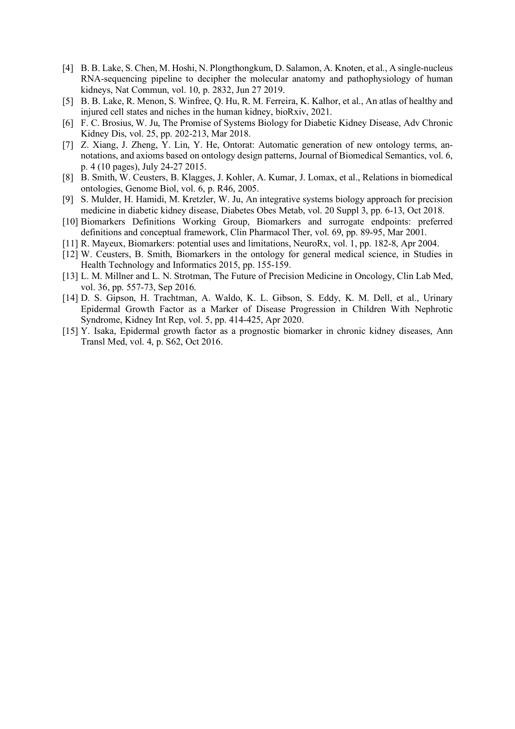[4] B. B. Lake, S. Chen, M. Hoshi, N. Plongthongkum, D. Salamon, A. Knoten, et al., A single-nucleus RNA-sequencing pipeline to decipher the molecular anatomy and pathophysiology of human kidneys, Nat Commun, vol. 10, p. 2832, Jun 27 2019.

[5] B. B. Lake, R. Menon, S. Winfree, Q. Hu, R. M. Ferreira, K. Kalhor, et al., An atlas of healthy and injured cell states and niches in the human kidney, bioRxiv, 2021.

[6] F. C. Brosius, W. Ju, The Promise of Systems Biology for Diabetic Kidney Disease, Adv Chronic Kidney Dis, vol. 25, pp. 202-213, Mar 2018.

[7] Z. Xiang, J. Zheng, Y. Lin, Y. He, Ontorat: Automatic generation of new ontology terms, annotations, and axioms based on ontology design patterns, Journal of Biomedical Semantics, vol. 6, p. 4 (10 pages), July 24-27 2015.

[8] B. Smith, W. Ceusters, B. Klagges, J. Kohler, A. Kumar, J. Lomax, et al., Relations in biomedical ontologies, Genome Biol, vol. 6, p. R46, 2005.

[9] S. Mulder, H. Hamidi, M. Kretzler, W. Ju, An integrative systems biology approach for precision medicine in diabetic kidney disease, Diabetes Obes Metab, vol. 20 Suppl 3, pp. 6-13, Oct 2018.

[10] Biomarkers Definitions Working Group, Biomarkers and surrogate endpoints: preferred definitions and conceptual framework, Clin Pharmacol Ther, vol. 69, pp. 89-95, Mar 2001.

[11] R. Mayeux, Biomarkers: potential uses and limitations, NeuroRx, vol. 1, pp. 182-8, Apr 2004.

[12] W. Ceusters, B. Smith, Biomarkers in the ontology for general medical science, in Studies in Health Technology and Informatics 2015, pp. 155-159.

[13] L. M. Millner and L. N. Strotman, The Future of Precision Medicine in Oncology, Clin Lab Med, vol. 36, pp. 557-73, Sep 2016.

[14] D. S. Gipson, H. Trachtman, A. Waldo, K. L. Gibson, S. Eddy, K. M. Dell, et al., Urinary Epidermal Growth Factor as a Marker of Disease Progression in Children With Nephrotic Syndrome, Kidney Int Rep, vol. 5, pp. 414-425, Apr 2020.

[15] Y. Isaka, Epidermal growth factor as a prognostic biomarker in chronic kidney diseases, Ann Transl Med, vol. 4, p. S62, Oct 2016.